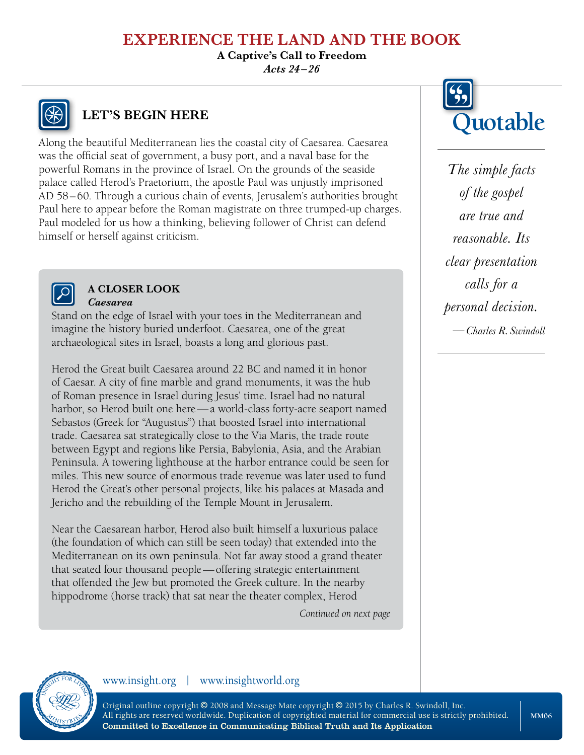# EXPERIENCE THE LAND AND THE BOOK

**A Captive's Call to Freedom**

*Acts 24–26*

## LET'S BEGIN HERE

Along the beautiful Mediterranean lies the coastal city of Caesarea. Caesarea was the official seat of government, a busy port, and a naval base for the powerful Romans in the province of Israel. On the grounds of the seaside palace called Herod's Praetorium, the apostle Paul was unjustly imprisoned AD 58–60. Through a curious chain of events, Jerusalem's authorities brought Paul here to appear before the Roman magistrate on three trumped-up charges. Paul modeled for us how a thinking, believing follower of Christ can defend himself or herself against criticism.

### A CLOSER LOOK

***Caesarea***

Stand on the edge of Israel with your toes in the Mediterranean and imagine the history buried underfoot. Caesarea, one of the great archaeological sites in Israel, boasts a long and glorious past.

Herod the Great built Caesarea around 22 BC and named it in honor of Caesar. A city of fine marble and grand monuments, it was the hub of Roman presence in Israel during Jesus' time. Israel had no natural harbor, so Herod built one here—a world-class forty-acre seaport named Sebastos (Greek for "Augustus") that boosted Israel into international trade. Caesarea sat strategically close to the Via Maris, the trade route between Egypt and regions like Persia, Babylonia, Asia, and the Arabian Peninsula. A towering lighthouse at the harbor entrance could be seen for miles. This new source of enormous trade revenue was later used to fund Herod the Great's other personal projects, like his palaces at Masada and Jericho and the rebuilding of the Temple Mount in Jerusalem.

Near the Caesarean harbor, Herod also built himself a luxurious palace (the foundation of which can still be seen today) that extended into the Mediterranean on its own peninsula. Not far away stood a grand theater that seated four thousand people—offering strategic entertainment that offended the Jew but promoted the Greek culture. In the nearby hippodrome (horse track) that sat near the theater complex, Herod

*Continued on next page*

## Quotable

*The simple facts of the gospel are true and reasonable. Its clear presentation calls for a personal decision.*

*—Charles R. Swindoll*

www.insight.org | www.insightworld.org

Original outline copyright © 2008 and Message Mate copyright © 2015 by Charles R. Swindoll, Inc.
All rights are reserved worldwide. Duplication of copyrighted material for commercial use is strictly prohibited.
**Committed to Excellence in Communicating Biblical Truth and Its Application**

MM06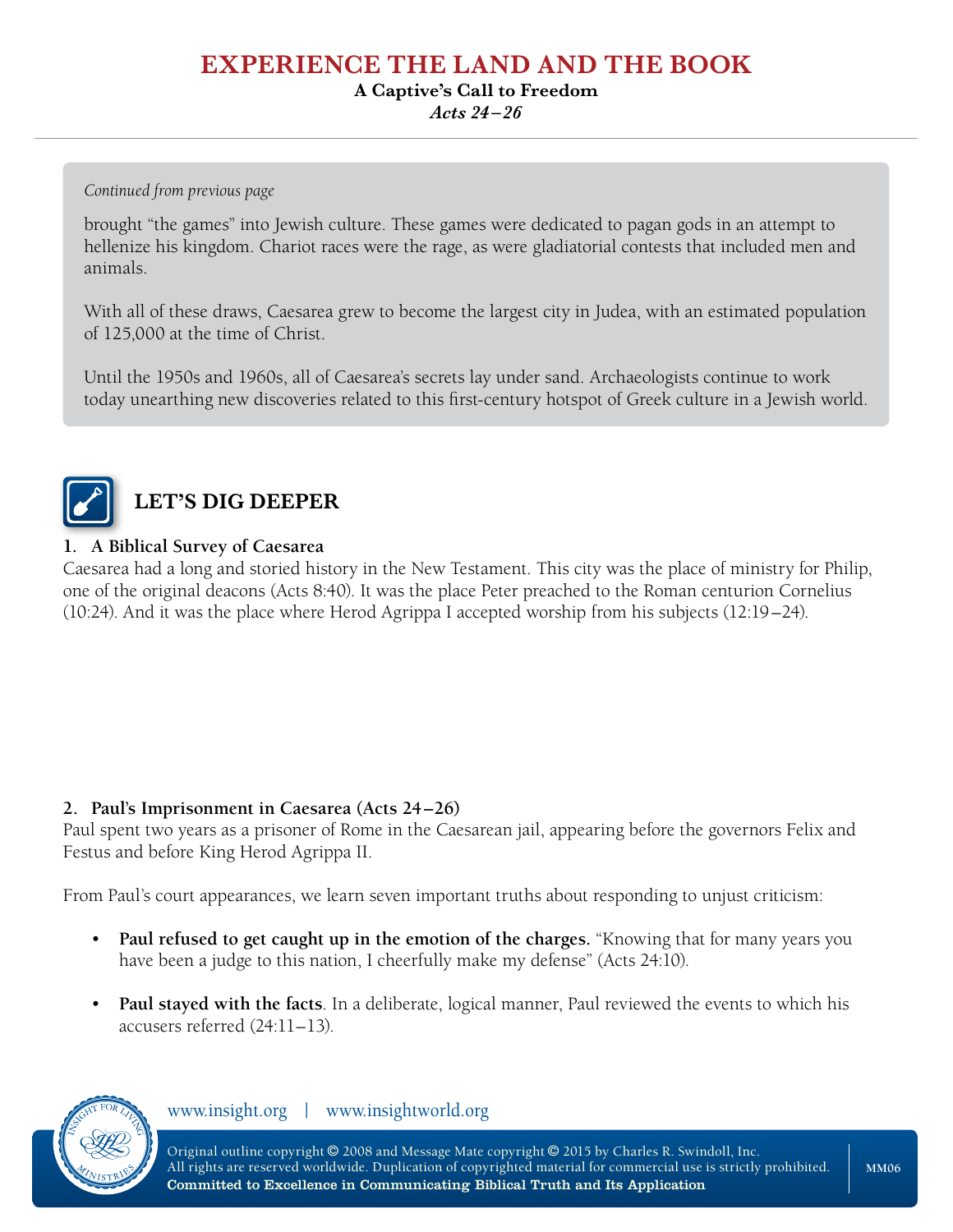*Continued from previous page*

brought "the games" into Jewish culture. These games were dedicated to pagan gods in an attempt to hellenize his kingdom. Chariot races were the rage, as were gladiatorial contests that included men and animals.

With all of these draws, Caesarea grew to become the largest city in Judea, with an estimated population of 125,000 at the time of Christ.

Until the 1950s and 1960s, all of Caesarea's secrets lay under sand. Archaeologists continue to work today unearthing new discoveries related to this first-century hotspot of Greek culture in a Jewish world.

## LET'S DIG DEEPER

**1. A Biblical Survey of Caesarea**

Caesarea had a long and storied history in the New Testament. This city was the place of ministry for Philip, one of the original deacons (Acts 8:40). It was the place Peter preached to the Roman centurion Cornelius (10:24). And it was the place where Herod Agrippa I accepted worship from his subjects (12:19–24).

**2. Paul's Imprisonment in Caesarea (Acts 24–26)**

Paul spent two years as a prisoner of Rome in the Caesarean jail, appearing before the governors Felix and Festus and before King Herod Agrippa II.

From Paul's court appearances, we learn seven important truths about responding to unjust criticism:

- **Paul refused to get caught up in the emotion of the charges.** "Knowing that for many years you have been a judge to this nation, I cheerfully make my defense" (Acts 24:10).
- **Paul stayed with the facts**. In a deliberate, logical manner, Paul reviewed the events to which his accusers referred (24:11–13).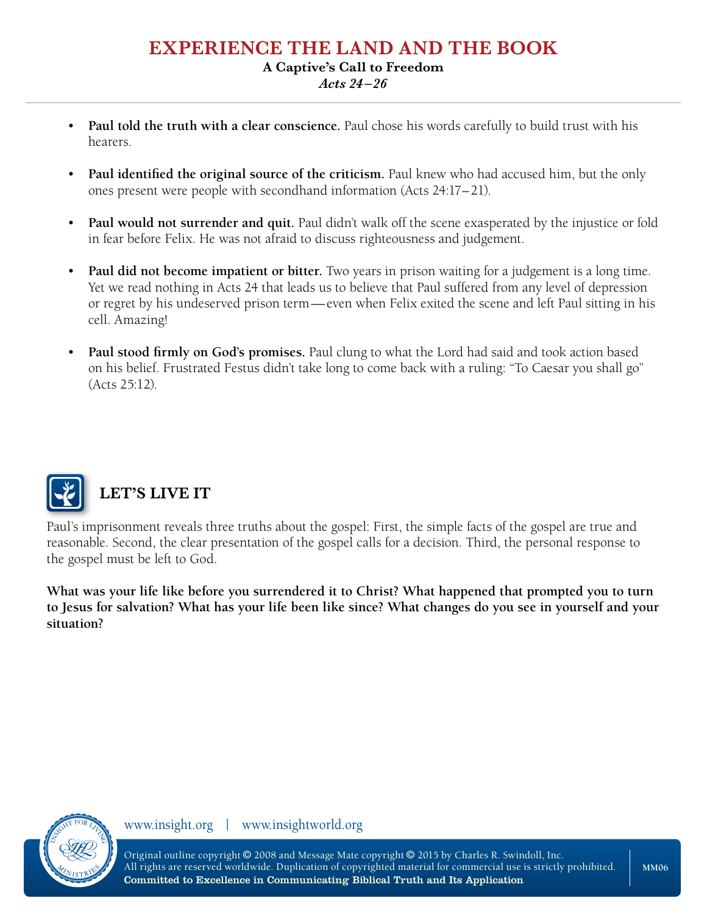- **Paul told the truth with a clear conscience.** Paul chose his words carefully to build trust with his hearers.

- **Paul identified the original source of the criticism.** Paul knew who had accused him, but the only ones present were people with secondhand information (Acts 24:17–21).

- **Paul would not surrender and quit.** Paul didn't walk off the scene exasperated by the injustice or fold in fear before Felix. He was not afraid to discuss righteousness and judgement.

- **Paul did not become impatient or bitter.** Two years in prison waiting for a judgement is a long time. Yet we read nothing in Acts 24 that leads us to believe that Paul suffered from any level of depression or regret by his undeserved prison term—even when Felix exited the scene and left Paul sitting in his cell. Amazing!

- **Paul stood firmly on God's promises.** Paul clung to what the Lord had said and took action based on his belief. Frustrated Festus didn't take long to come back with a ruling: "To Caesar you shall go" (Acts 25:12).

## LET'S LIVE IT

Paul's imprisonment reveals three truths about the gospel: First, the simple facts of the gospel are true and reasonable. Second, the clear presentation of the gospel calls for a decision. Third, the personal response to the gospel must be left to God.

**What was your life like before you surrendered it to Christ? What happened that prompted you to turn to Jesus for salvation? What has your life been like since? What changes do you see in yourself and your situation?**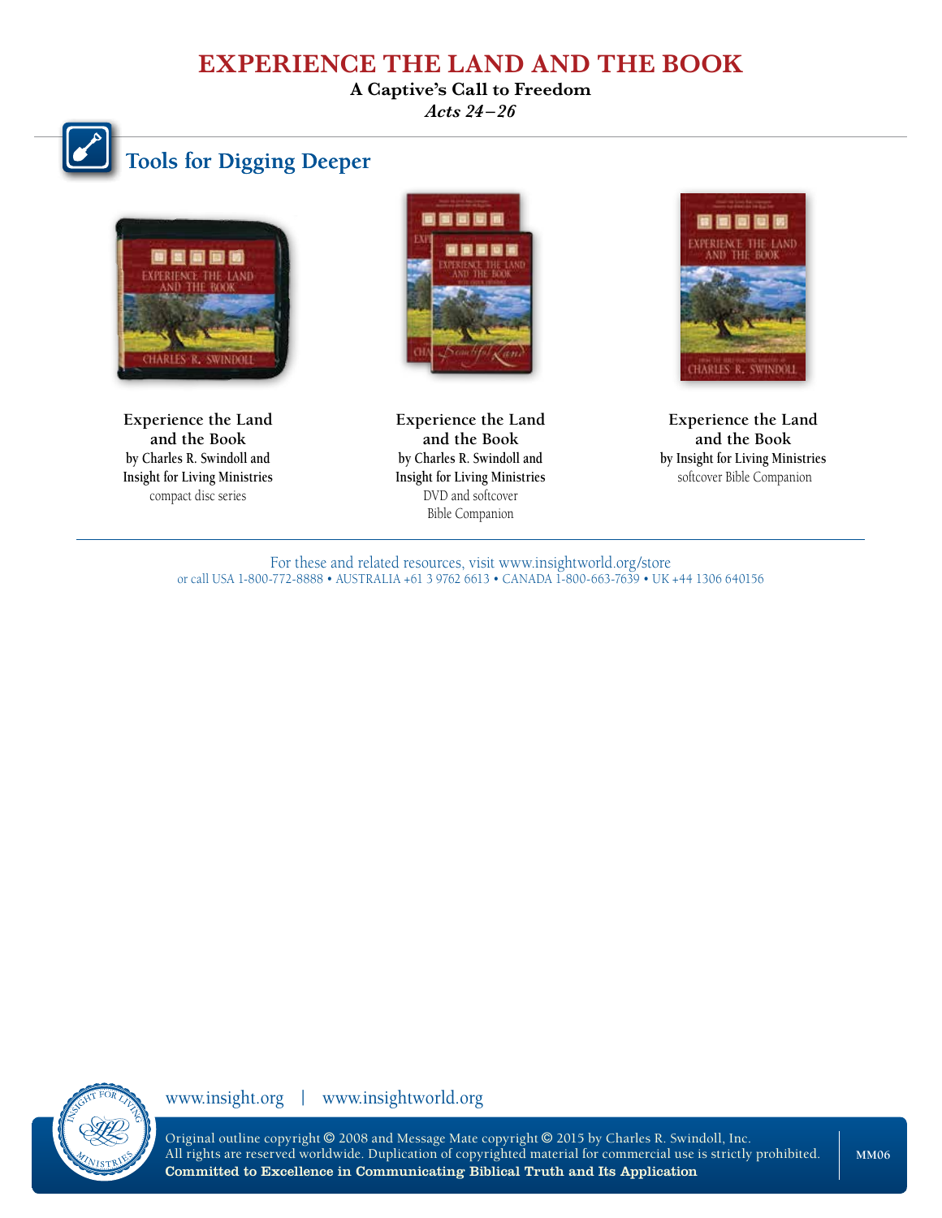# EXPERIENCE THE LAND AND THE BOOK

**A Captive's Call to Freedom**

*Acts 24–26*

## Tools for Digging Deeper

**Experience the Land and the Book**
by Charles R. Swindoll and Insight for Living Ministries
compact disc series

**Experience the Land and the Book**
by Charles R. Swindoll and Insight for Living Ministries
DVD and softcover Bible Companion

**Experience the Land and the Book**
by Insight for Living Ministries
softcover Bible Companion

For these and related resources, visit www.insightworld.org/store
or call USA 1-800-772-8888 • AUSTRALIA +61 3 9762 6613 • CANADA 1-800-663-7639 • UK +44 1306 640156

www.insight.org | www.insightworld.org

Original outline copyright © 2008 and Message Mate copyright © 2015 by Charles R. Swindoll, Inc.
All rights are reserved worldwide. Duplication of copyrighted material for commercial use is strictly prohibited.
**Committed to Excellence in Communicating Biblical Truth and Its Application**

MM06